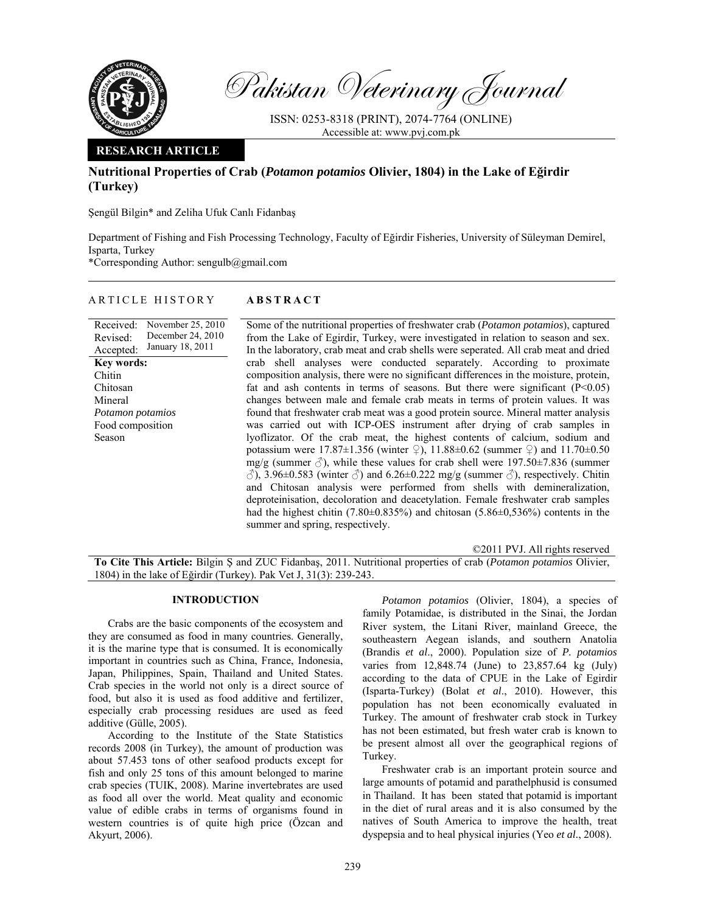Pakistan Veterinary Journal

ISSN: 0253-8318 (PRINT), 2074-7764 (ONLINE)
Accessible at: www.pvj.com.pk

**RESEARCH ARTICLE**

# Nutritional Properties of Crab (*Potamon potamios* Olivier, 1804) in the Lake of Eğirdir (Turkey)

Şengül Bilgin* and Zeliha Ufuk Canlı Fidanbaş

Department of Fishing and Fish Processing Technology, Faculty of Eğirdir Fisheries, University of Süleyman Demirel, Isparta, Turkey
*Corresponding Author: sengulb@gmail.com

## ARTICLE HISTORY

Received: November 25, 2010
Revised: December 24, 2010
Accepted: January 18, 2011

**Key words:**
Chitin
Chitosan
Mineral
*Potamon potamios*
Food composition
Season

## ABSTRACT

Some of the nutritional properties of freshwater crab (*Potamon potamios*), captured from the Lake of Egirdir, Turkey, were investigated in relation to season and sex. In the laboratory, crab meat and crab shells were seperated. All crab meat and dried crab shell analyses were conducted separately. According to proximate composition analysis, there were no significant differences in the moisture, protein, fat and ash contents in terms of seasons. But there were significant ($P<0.05$) changes between male and female crab meats in terms of protein values. It was found that freshwater crab meat was a good protein source. Mineral matter analysis was carried out with ICP-OES instrument after drying of crab samples in lyoflizator. Of the crab meat, the highest contents of calcium, sodium and potassium were 17.87±1.356 (winter ♀), 11.88±0.62 (summer ♀) and 11.70±0.50 mg/g (summer ♂), while these values for crab shell were 197.50±7.836 (summer ♂), 3.96±0.583 (winter ♂) and 6.26±0.222 mg/g (summer ♂), respectively. Chitin and Chitosan analysis were performed from shells with demineralization, deproteinisation, decoloration and deacetylation. Female freshwater crab samples had the highest chitin (7.80±0.835%) and chitosan (5.86±0,536%) contents in the summer and spring, respectively.

©2011 PVJ. All rights reserved

**To Cite This Article:** Bilgin Ş and ZUC Fidanbaş, 2011. Nutritional properties of crab (*Potamon potamios* Olivier, 1804) in the lake of Eğirdir (Turkey). Pak Vet J, 31(3): 239-243.

## INTRODUCTION

Crabs are the basic components of the ecosystem and they are consumed as food in many countries. Generally, it is the marine type that is consumed. It is economically important in countries such as China, France, Indonesia, Japan, Philippines, Spain, Thailand and United States. Crab species in the world not only is a direct source of food, but also it is used as food additive and fertilizer, especially crab processing residues are used as feed additive (Gülle, 2005).

According to the Institute of the State Statistics records 2008 (in Turkey), the amount of production was about 57.453 tons of other seafood products except for fish and only 25 tons of this amount belonged to marine crab species (TUIK, 2008). Marine invertebrates are used as food all over the world. Meat quality and economic value of edible crabs in terms of organisms found in western countries is of quite high price (Özcan and Akyurt, 2006).

*Potamon potamios* (Olivier, 1804), a species of family Potamidae, is distributed in the Sinai, the Jordan River system, the Litani River, mainland Greece, the southeastern Aegean islands, and southern Anatolia (Brandis *et al*., 2000). Population size of *P. potamios* varies from 12,848.74 (June) to 23,857.64 kg (July) according to the data of CPUE in the Lake of Egirdir (Isparta-Turkey) (Bolat *et al*., 2010). However, this population has not been economically evaluated in Turkey. The amount of freshwater crab stock in Turkey has not been estimated, but fresh water crab is known to be present almost all over the geographical regions of Turkey.

Freshwater crab is an important protein source and large amounts of potamid and parathelphusid is consumed in Thailand. It has been stated that potamid is important in the diet of rural areas and it is also consumed by the natives of South America to improve the health, treat dyspepsia and to heal physical injuries (Yeo *et al*., 2008).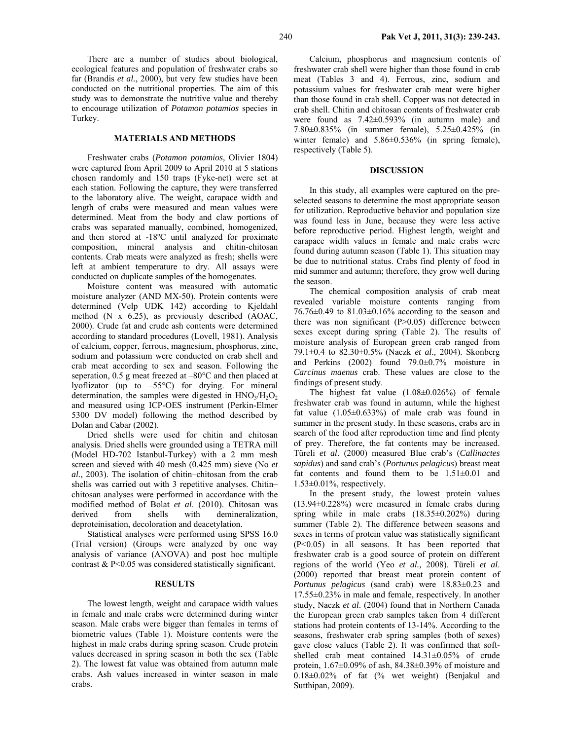There are a number of studies about biological, ecological features and population of freshwater crabs so far (Brandis *et al.*, 2000), but very few studies have been conducted on the nutritional properties. The aim of this study was to demonstrate the nutritive value and thereby to encourage utilization of *Potamon potamios* species in Turkey.

## MATERIALS AND METHODS

Freshwater crabs (*Potamon potamios,* Olivier 1804) were captured from April 2009 to April 2010 at 5 stations chosen randomly and 150 traps (Fyke-net) were set at each station. Following the capture, they were transferred to the laboratory alive. The weight, carapace width and length of crabs were measured and mean values were determined. Meat from the body and claw portions of crabs was separated manually, combined, homogenized, and then stored at -18ºC until analyzed for proximate composition, mineral analysis and chitin-chitosan contents. Crab meats were analyzed as fresh; shells were left at ambient temperature to dry. All assays were conducted on duplicate samples of the homogenates.

Moisture content was measured with automatic moisture analyzer (AND MX-50). Protein contents were determined (Velp UDK 142) according to Kjeldahl method (N x 6.25), as previously described (AOAC, 2000). Crude fat and crude ash contents were determined according to standard procedures (Lovell, 1981). Analysis of calcium, copper, ferrous, magnesium, phosphorus, zinc, sodium and potassium were conducted on crab shell and crab meat according to sex and season. Following the seperation, 0.5 g meat freezed at –80°C and then placed at lyoflizator (up to –55°C) for drying. For mineral determination, the samples were digested in $HNO_3/H_2O_2$ and measured using ICP-OES instrument (Perkin-Elmer 5300 DV model) following the method described by Dolan and Cabar (2002).

Dried shells were used for chitin and chitosan analysis. Dried shells were grounded using a TETRA mill (Model HD-702 Istanbul-Turkey) with a 2 mm mesh screen and sieved with 40 mesh (0.425 mm) sieve (No *et al.,* 2003). The isolation of chitin–chitosan from the crab shells was carried out with 3 repetitive analyses. Chitin–chitosan analyses were performed in accordance with the modified method of Bolat *et al*. (2010). Chitosan was derived from shells with demineralization, deproteinisation, decoloration and deacetylation.

Statistical analyses were performed using SPSS 16.0 (Trial version) (Groups were analyzed by one way analysis of variance (ANOVA) and post hoc multiple contrast & $P<0.05$ was considered statistically significant.

## RESULTS

The lowest length, weight and carapace width values in female and male crabs were determined during winter season. Male crabs were bigger than females in terms of biometric values (Table 1). Moisture contents were the highest in male crabs during spring season. Crude protein values decreased in spring season in both the sex (Table 2). The lowest fat value was obtained from autumn male crabs. Ash values increased in winter season in male crabs.

Calcium, phosphorus and magnesium contents of freshwater crab shell were higher than those found in crab meat (Tables 3 and 4). Ferrous, zinc, sodium and potassium values for freshwater crab meat were higher than those found in crab shell. Copper was not detected in crab shell. Chitin and chitosan contents of freshwater crab were found as 7.42±0.593% (in autumn male) and 7.80±0.835% (in summer female), 5.25±0.425% (in winter female) and 5.86±0.536% (in spring female), respectively (Table 5).

## DISCUSSION

In this study, all examples were captured on the pre-selected seasons to determine the most appropriate season for utilization. Reproductive behavior and population size was found less in June, because they were less active before reproductive period. Highest length, weight and carapace width values in female and male crabs were found during autumn season (Table 1). This situation may be due to nutritional status. Crabs find plenty of food in mid summer and autumn; therefore, they grow well during the season.

The chemical composition analysis of crab meat revealed variable moisture contents ranging from 76.76±0.49 to 81.03±0.16% according to the season and there was non significant ($P>0.05$) difference between sexes except during spring (Table 2). The results of moisture analysis of European green crab ranged from 79.1±0.4 to 82.30±0.5% (Naczk *et al.,* 2004). Skonberg and Perkins (2002) found 79.0±0.7% moisture in *Carcinus maenus* crab. These values are close to the findings of present study.

The highest fat value (1.08±0.026%) of female freshwater crab was found in autumn, while the highest fat value (1.05±0.633%) of male crab was found in summer in the present study. In these seasons, crabs are in search of the food after reproduction time and find plenty of prey. Therefore, the fat contents may be increased. Türeli *et al*. (2000) measured Blue crab's (*Callinactes sapidus*) and sand crab's (*Portunus pelagicus*) breast meat fat contents and found them to be 1.51±0.01 and 1.53±0.01%, respectively.

In the present study, the lowest protein values (13.94±0.228%) were measured in female crabs during spring while in male crabs (18.35±0.202%) during summer (Table 2). The difference between seasons and sexes in terms of protein value was statistically significant ($P<0.05$) in all seasons. It has been reported that freshwater crab is a good source of protein on different regions of the world (Yeo *et al.,* 2008). Türeli *et al*. (2000) reported that breast meat protein content of *Portunus pelagicus* (sand crab) were 18.83±0.23 and 17.55±0.23% in male and female, respectively. In another study, Naczk *et al*. (2004) found that in Northern Canada the European green crab samples taken from 4 different stations had protein contents of 13-14%. According to the seasons, freshwater crab spring samples (both of sexes) gave close values (Table 2). It was confirmed that soft-shelled crab meat contained 14.31±0.05% of crude protein, 1.67±0.09% of ash, 84.38±0.39% of moisture and 0.18±0.02% of fat (% wet weight) (Benjakul and Sutthipan, 2009).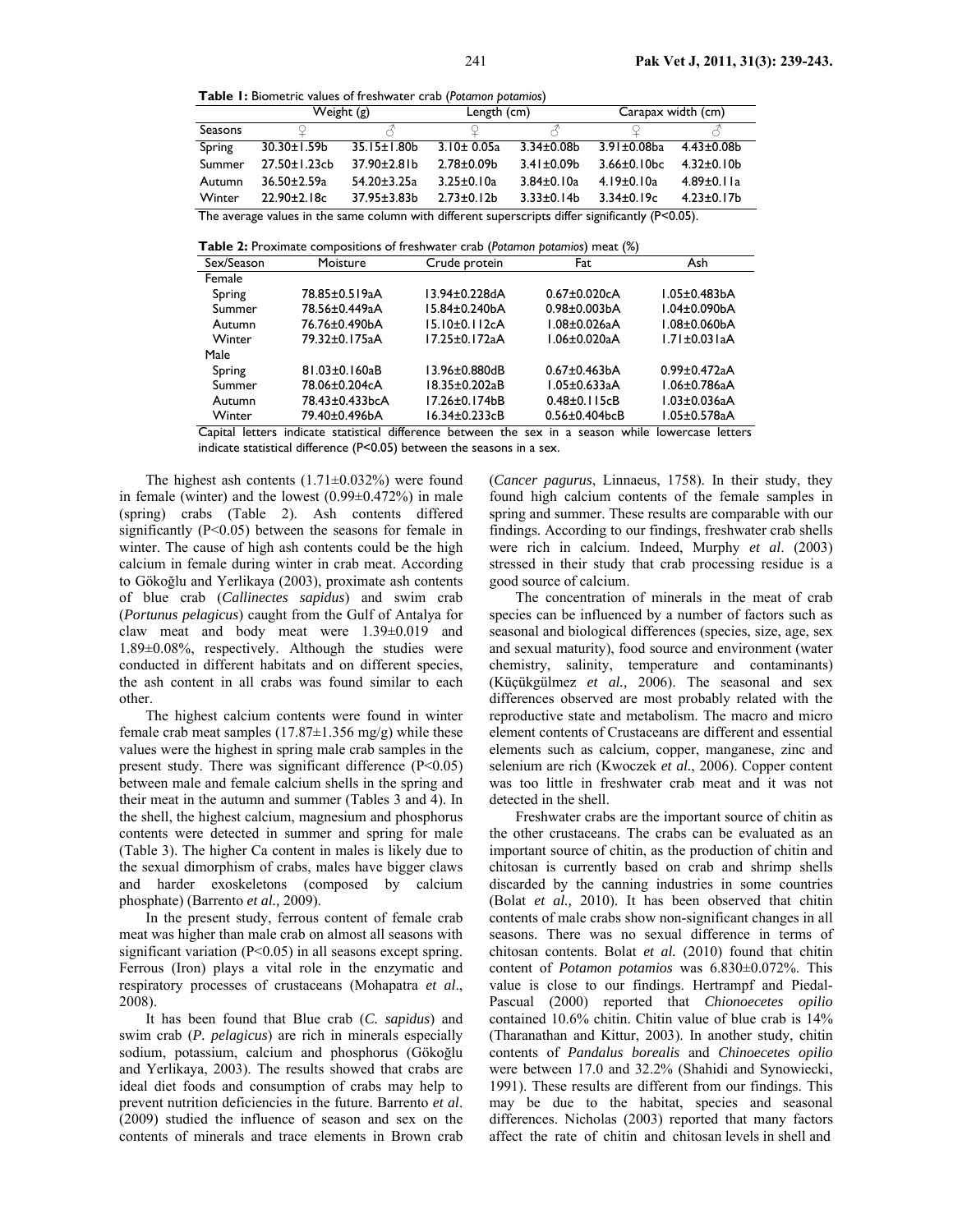**Table 1:** Biometric values of freshwater crab (*Potamon potamios*)

| | Weight (g) | | Length (cm) | | Carapax width (cm) | |
|---|---|---|---|---|---|---|
| Seasons | ♀ | ♂ | ♀ | ♂ | ♀ | ♂ |
| Spring | 30.30±1.59b | 35.15±1.80b | 3.10± 0.05a | 3.34±0.08b | 3.91±0.08ba | 4.43±0.08b |
| Summer | 27.50±1.23cb | 37.90±2.81b | 2.78±0.09b | 3.41±0.09b | 3.66±0.10bc | 4.32±0.10b |
| Autumn | 36.50±2.59a | 54.20±3.25a | 3.25±0.10a | 3.84±0.10a | 4.19±0.10a | 4.89±0.11a |
| Winter | 22.90±2.18c | 37.95±3.83b | 2.73±0.12b | 3.33±0.14b | 3.34±0.19c | 4.23±0.17b |

The average values in the same column with different superscripts differ significantly (P<0.05).

**Table 2:** Proximate compositions of freshwater crab (*Potamon potamios*) meat (%)

| Sex/Season | Moisture | Crude protein | Fat | Ash |
|---|---|---|---|---|
| Female | | | | |
| Spring | 78.85±0.519aA | 13.94±0.228dA | 0.67±0.020cA | 1.05±0.483bA |
| Summer | 78.56±0.449aA | 15.84±0.240bA | 0.98±0.003bA | 1.04±0.090bA |
| Autumn | 76.76±0.490bA | 15.10±0.112cA | 1.08±0.026aA | 1.08±0.060bA |
| Winter | 79.32±0.175aA | 17.25±0.172aA | 1.06±0.020aA | 1.71±0.031aA |
| Male | | | | |
| Spring | 81.03±0.160aB | 13.96±0.880dB | 0.67±0.463bA | 0.99±0.472aA |
| Summer | 78.06±0.204cA | 18.35±0.202aB | 1.05±0.633aA | 1.06±0.786aA |
| Autumn | 78.43±0.433bcA | 17.26±0.174bB | 0.48±0.115cB | 1.03±0.036aA |
| Winter | 79.40±0.496bA | 16.34±0.233cB | 0.56±0.404bcB | 1.05±0.578aA |

Capital letters indicate statistical difference between the sex in a season while lowercase letters indicate statistical difference (P<0.05) between the seasons in a sex.

The highest ash contents (1.71±0.032%) were found in female (winter) and the lowest (0.99±0.472%) in male (spring) crabs (Table 2). Ash contents differed significantly (P<0.05) between the seasons for female in winter. The cause of high ash contents could be the high calcium in female during winter in crab meat. According to Gökoğlu and Yerlikaya (2003), proximate ash contents of blue crab (*Callinectes sapidus*) and swim crab (*Portunus pelagicus*) caught from the Gulf of Antalya for claw meat and body meat were 1.39±0.019 and 1.89±0.08%, respectively. Although the studies were conducted in different habitats and on different species, the ash content in all crabs was found similar to each other.

The highest calcium contents were found in winter female crab meat samples (17.87±1.356 mg/g) while these values were the highest in spring male crab samples in the present study. There was significant difference (P<0.05) between male and female calcium shells in the spring and their meat in the autumn and summer (Tables 3 and 4). In the shell, the highest calcium, magnesium and phosphorus contents were detected in summer and spring for male (Table 3). The higher Ca content in males is likely due to the sexual dimorphism of crabs, males have bigger claws and harder exoskeletons (composed by calcium phosphate) (Barrento *et al.,* 2009).

In the present study, ferrous content of female crab meat was higher than male crab on almost all seasons with significant variation (P<0.05) in all seasons except spring. Ferrous (Iron) plays a vital role in the enzymatic and respiratory processes of crustaceans (Mohapatra *et al*., 2008).

It has been found that Blue crab (*C. sapidus*) and swim crab (*P. pelagicus*) are rich in minerals especially sodium, potassium, calcium and phosphorus (Gökoğlu and Yerlikaya, 2003). The results showed that crabs are ideal diet foods and consumption of crabs may help to prevent nutrition deficiencies in the future. Barrento *et al*. (2009) studied the influence of season and sex on the contents of minerals and trace elements in Brown crab (*Cancer pagurus*, Linnaeus, 1758). In their study, they found high calcium contents of the female samples in spring and summer. These results are comparable with our findings. According to our findings, freshwater crab shells were rich in calcium. Indeed, Murphy *et al*. (2003) stressed in their study that crab processing residue is a good source of calcium.

The concentration of minerals in the meat of crab species can be influenced by a number of factors such as seasonal and biological differences (species, size, age, sex and sexual maturity), food source and environment (water chemistry, salinity, temperature and contaminants) (Küçükgülmez *et al.,* 2006). The seasonal and sex differences observed are most probably related with the reproductive state and metabolism. The macro and micro element contents of Crustaceans are different and essential elements such as calcium, copper, manganese, zinc and selenium are rich (Kwoczek *et al.*, 2006). Copper content was too little in freshwater crab meat and it was not detected in the shell.

Freshwater crabs are the important source of chitin as the other crustaceans. The crabs can be evaluated as an important source of chitin, as the production of chitin and chitosan is currently based on crab and shrimp shells discarded by the canning industries in some countries (Bolat *et al.,* 2010). It has been observed that chitin contents of male crabs show non-significant changes in all seasons. There was no sexual difference in terms of chitosan contents. Bolat *et al.* (2010) found that chitin content of *Potamon potamios* was 6.830±0.072%. This value is close to our findings. Hertrampf and Piedal-Pascual (2000) reported that *Chionoecetes opilio* contained 10.6% chitin. Chitin value of blue crab is 14% (Tharanathan and Kittur, 2003). In another study, chitin contents of *Pandalus borealis* and *Chinoecetes opilio* were between 17.0 and 32.2% (Shahidi and Synowiecki, 1991). These results are different from our findings. This may be due to the habitat, species and seasonal differences. Nicholas (2003) reported that many factors affect the rate of chitin and chitosan levels in shell and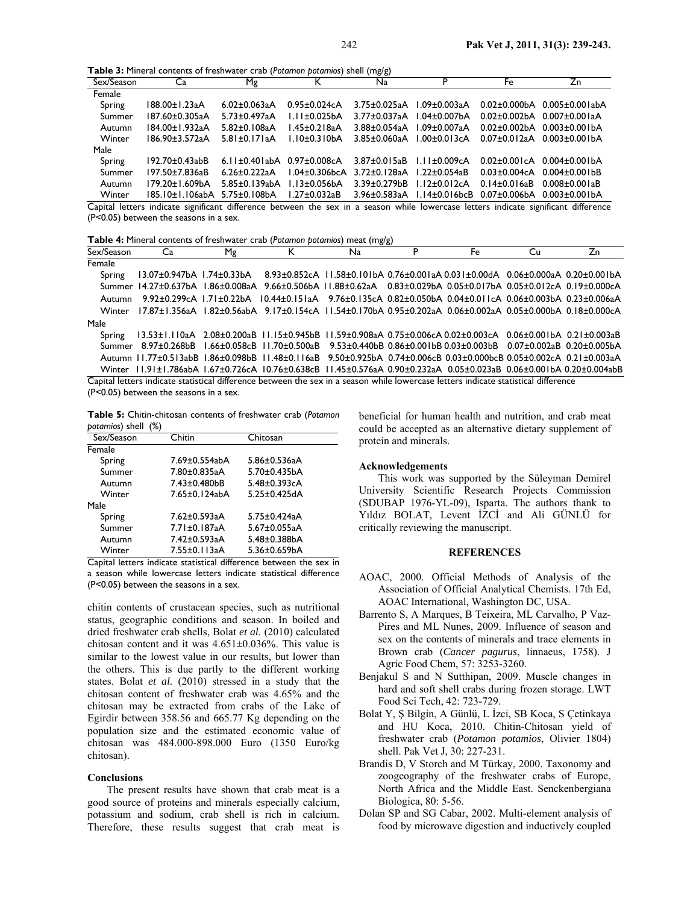**Table 3:** Mineral contents of freshwater crab (*Potamon potamios*) shell (mg/g)

| Sex/Season | Ca | Mg | K | Na | P | Fe | Zn |
|---|---|---|---|---|---|---|---|
| Female | | | | | | | |
| Spring | 188.00±1.23aA | 6.02±0.063aA | 0.95±0.024cA | 3.75±0.025aA | 1.09±0.003aA | 0.02±0.000bA | 0.005±0.001abA |
| Summer | 187.60±0.305aA | 5.73±0.497aA | 1.11±0.025bA | 3.77±0.037aA | 1.04±0.007bA | 0.02±0.002bA | 0.007±0.001aA |
| Autumn | 184.00±1.932aA | 5.82±0.108aA | 1.45±0.218aA | 3.88±0.054aA | 1.09±0.007aA | 0.02±0.002bA | 0.003±0.001bA |
| Winter | 186.90±3.572aA | 5.81±0.171aA | 1.10±0.310bA | 3.85±0.060aA | 1.00±0.013cA | 0.07±0.012aA | 0.003±0.001bA |
| Male | | | | | | | |
| Spring | 192.70±0.43abB | 6.11±0.401abA | 0.97±0.008cA | 3.87±0.015aB | 1.11±0.009cA | 0.02±0.001cA | 0.004±0.001bA |
| Summer | 197.50±7.836aB | 6.26±0.222aA | 1.04±0.306bcA | 3.72±0.128aA | 1.22±0.054aB | 0.03±0.004cA | 0.004±0.001bB |
| Autumn | 179.20±1.609bA | 5.85±0.139abA | 1.13±0.056bA | 3.39±0.279bB | 1.12±0.012cA | 0.14±0.016aB | 0.008±0.001aB |
| Winter | 185.10±1.106abA | 5.75±0.108bA | 1.27±0.032aB | 3.96±0.583aA | 1.14±0.016bcB | 0.07±0.006bA | 0.003±0.001bA |

Capital letters indicate significant difference between the sex in a season while lowercase letters indicate significant difference (P<0.05) between the seasons in a sex.

**Table 4:** Mineral contents of freshwater crab (*Potamon potamios*) meat (mg/g)

| Sex/Season | Ca | Mg | K | Na | P | Fe | Cu | Zn |
|---|---|---|---|---|---|---|---|---|
| Female | | | | | | | | |
| Spring | 13.07±0.947bA | 1.74±0.33bA | 8.93±0.852cA | 11.58±0.101bA | 0.76±0.001aA | 0.031±0.00dA | 0.06±0.000aA | 0.20±0.001bA |
| Summer | 14.27±0.637bA | 1.86±0.008aA | 9.66±0.506bA | 11.88±0.62aA | 0.83±0.029bA | 0.05±0.017bA | 0.05±0.012cA | 0.19±0.000cA |
| Autumn | 9.92±0.299cA | 1.71±0.22bA | 10.44±0.151aA | 9.76±0.135cA | 0.82±0.050bA | 0.04±0.011cA | 0.06±0.003bA | 0.23±0.006aA |
| Winter | 17.87±1.356aA | 1.82±0.56abA | 9.17±0.154cA | 11.54±0.170bA | 0.95±0.202aA | 0.06±0.002aA | 0.05±0.000bA | 0.18±0.000cA |
| Male | | | | | | | | |
| Spring | 13.53±1.110aA | 2.08±0.200aB | 11.15±0.945bB | 11.59±0.908aA | 0.75±0.006cA | 0.02±0.003cA | 0.06±0.001bA | 0.21±0.003aB |
| Summer | 8.97±0.268bB | 1.66±0.058cB | 11.70±0.500aB | 9.53±0.440bB | 0.86±0.001bB | 0.03±0.003bB | 0.07±0.002aB | 0.20±0.005bA |
| Autumn | 11.77±0.513abB | 1.86±0.098bB | 11.48±0.116aB | 9.50±0.925bA | 0.74±0.006cB | 0.03±0.000bcB | 0.05±0.002cA | 0.21±0.003aA |
| Winter | 11.91±1.786abA | 1.67±0.726cA | 10.76±0.638cB | 11.45±0.576aA | 0.90±0.232aA | 0.05±0.023aB | 0.06±0.001bA | 0.20±0.004abB |

Capital letters indicate statistical difference between the sex in a season while lowercase letters indicate statistical difference (P<0.05) between the seasons in a sex.

**Table 5:** Chitin-chitosan contents of freshwater crab (*Potamon potamios*) shell (%)

| Sex/Season | Chitin | Chitosan |
|---|---|---|
| Female | | |
| Spring | 7.69±0.554abA | 5.86±0.536aA |
| Summer | 7.80±0.835aA | 5.70±0.435bA |
| Autumn | 7.43±0.480bB | 5.48±0.393cA |
| Winter | 7.65±0.124abA | 5.25±0.425dA |
| Male | | |
| Spring | 7.62±0.593aA | 5.75±0.424aA |
| Summer | 7.71±0.187aA | 5.67±0.055aA |
| Autumn | 7.42±0.593aA | 5.48±0.388bA |
| Winter | 7.55±0.113aA | 5.36±0.659bA |

Capital letters indicate statistical difference between the sex in a season while lowercase letters indicate statistical difference (P<0.05) between the seasons in a sex.

chitin contents of crustacean species, such as nutritional status, geographic conditions and season. In boiled and dried freshwater crab shells, Bolat *et al*. (2010) calculated chitosan content and it was 4.651±0.036%. This value is similar to the lowest value in our results, but lower than the others. This is due partly to the different working states. Bolat *et al.* (2010) stressed in a study that the chitosan content of freshwater crab was 4.65% and the chitosan may be extracted from crabs of the Lake of Egirdir between 358.56 and 665.77 Kg depending on the population size and the estimated economic value of chitosan was 484.000-898.000 Euro (1350 Euro/kg chitosan).

## Conclusions

The present results have shown that crab meat is a good source of proteins and minerals especially calcium, potassium and sodium, crab shell is rich in calcium. Therefore, these results suggest that crab meat is beneficial for human health and nutrition, and crab meat could be accepted as an alternative dietary supplement of protein and minerals.

## Acknowledgements

This work was supported by the Süleyman Demirel University Scientific Research Projects Commission (SDUBAP 1976-YL-09), Isparta. The authors thank to Yıldız BOLAT, Levent İZCİ and Ali GÜNLÜ for critically reviewing the manuscript.

## REFERENCES

AOAC, 2000. Official Methods of Analysis of the Association of Official Analytical Chemists. 17th Ed, AOAC International, Washington DC, USA.

Barrento S, A Marques, B Teixeira, ML Carvalho, P Vaz-Pires and ML Nunes, 2009. Influence of season and sex on the contents of minerals and trace elements in Brown crab (*Cancer pagurus*, linnaeus, 1758). J Agric Food Chem, 57: 3253-3260.

Benjakul S and N Sutthipan, 2009. Muscle changes in hard and soft shell crabs during frozen storage. LWT Food Sci Tech, 42: 723-729.

Bolat Y, Ş Bilgin, A Günlü, L İzci, SB Koca, S Çetinkaya and HU Koca, 2010. Chitin-Chitosan yield of freshwater crab (*Potamon potamios*, Olivier 1804) shell. Pak Vet J, 30: 227-231.

Brandis D, V Storch and M Türkay, 2000. Taxonomy and zoogeography of the freshwater crabs of Europe, North Africa and the Middle East. Senckenbergiana Biologica, 80: 5-56.

Dolan SP and SG Cabar, 2002. Multi-element analysis of food by microwave digestion and inductively coupled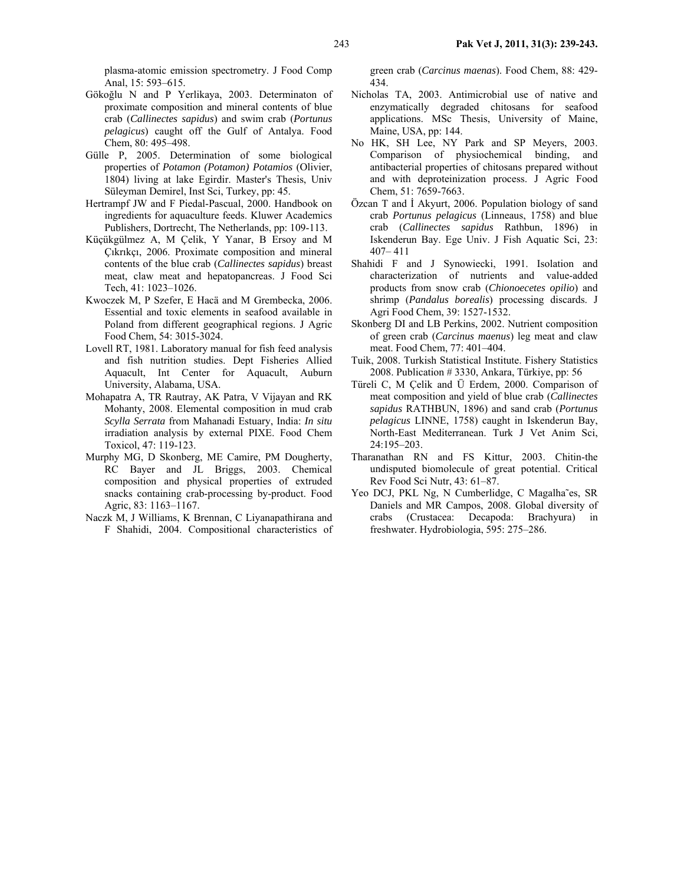plasma-atomic emission spectrometry. J Food Comp Anal, 15: 593–615.

Gökoğlu N and P Yerlikaya, 2003. Determinaton of proximate composition and mineral contents of blue crab (*Callinectes sapidus*) and swim crab (*Portunus pelagicus*) caught off the Gulf of Antalya. Food Chem, 80: 495–498.

Gülle P, 2005. Determination of some biological properties of *Potamon (Potamon) Potamios* (Olivier, 1804) living at lake Egirdir. Master's Thesis, Univ Süleyman Demirel, Inst Sci, Turkey, pp: 45.

Hertrampf JW and F Piedal-Pascual, 2000. Handbook on ingredients for aquaculture feeds. Kluwer Academics Publishers, Dortrecht, The Netherlands, pp: 109-113.

Küçükgülmez A, M Çelik, Y Yanar, B Ersoy and M Çıkrıkçı, 2006. Proximate composition and mineral contents of the blue crab (*Callinectes sapidus*) breast meat, claw meat and hepatopancreas. J Food Sci Tech, 41: 1023–1026.

Kwoczek M, P Szefer, E Hacä and M Grembecka, 2006. Essential and toxic elements in seafood available in Poland from different geographical regions. J Agric Food Chem, 54: 3015-3024.

Lovell RT, 1981. Laboratory manual for fish feed analysis and fish nutrition studies. Dept Fisheries Allied Aquacult, Int Center for Aquacult, Auburn University, Alabama, USA.

Mohapatra A, TR Rautray, AK Patra, V Vijayan and RK Mohanty, 2008. Elemental composition in mud crab *Scylla Serrata* from Mahanadi Estuary, India: *In situ* irradiation analysis by external PIXE. Food Chem Toxicol, 47: 119-123.

Murphy MG, D Skonberg, ME Camire, PM Dougherty, RC Bayer and JL Briggs, 2003. Chemical composition and physical properties of extruded snacks containing crab-processing by-product. Food Agric, 83: 1163–1167.

Naczk M, J Williams, K Brennan, C Liyanapathirana and F Shahidi, 2004. Compositional characteristics of green crab (*Carcinus maenas*). Food Chem, 88: 429-434.

Nicholas TA, 2003. Antimicrobial use of native and enzymatically degraded chitosans for seafood applications. MSc Thesis, University of Maine, Maine, USA, pp: 144.

No HK, SH Lee, NY Park and SP Meyers, 2003. Comparison of physiochemical binding, and antibacterial properties of chitosans prepared without and with deproteinization process. J Agric Food Chem, 51: 7659-7663.

Özcan T and İ Akyurt, 2006. Population biology of sand crab *Portunus pelagicus* (Linneaus, 1758) and blue crab (*Callinectes sapidus* Rathbun, 1896) in Iskenderun Bay. Ege Univ. J Fish Aquatic Sci, 23: 407– 411

Shahidi F and J Synowiecki, 1991. Isolation and characterization of nutrients and value-added products from snow crab (*Chionoecetes opilio*) and shrimp (*Pandalus borealis*) processing discards. J Agri Food Chem, 39: 1527-1532.

Skonberg DI and LB Perkins, 2002. Nutrient composition of green crab (*Carcinus maenus*) leg meat and claw meat. Food Chem, 77: 401–404.

Tuik, 2008. Turkish Statistical Institute. Fishery Statistics 2008. Publication # 3330, Ankara, Türkiye, pp: 56

Türeli C, M Çelik and Ü Erdem, 2000. Comparison of meat composition and yield of blue crab (*Callinectes sapidus* RATHBUN, 1896) and sand crab (*Portunus pelagicus* LINNE, 1758) caught in Iskenderun Bay, North-East Mediterranean. Turk J Vet Anim Sci, 24:195–203.

Tharanathan RN and FS Kittur, 2003. Chitin-the undisputed biomolecule of great potential. Critical Rev Food Sci Nutr, 43: 61–87.

Yeo DCJ, PKL Ng, N Cumberlidge, C Magalha˜es, SR Daniels and MR Campos, 2008. Global diversity of crabs (Crustacea: Decapoda: Brachyura) in freshwater. Hydrobiologia, 595: 275–286.